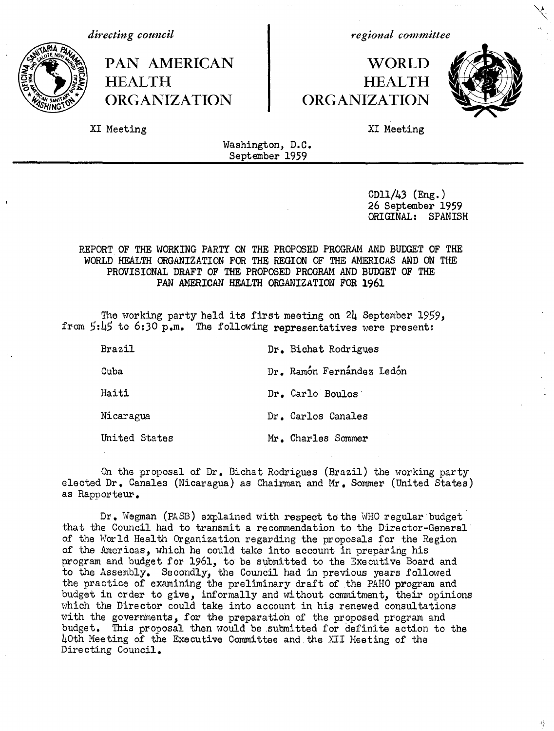*directing council*

PAN AMERICAN HEALTH ORGANIZATION

XI Meeting

*regional committee*

WORLD HEALTH ORGANIZATION

XI Meeting

Washington, D.C.
September 1959

CD11/43 (Eng.)
26 September 1959
ORIGINAL: SPANISH

## REPORT OF THE WORKING PARTY ON THE PROPOSED PROGRAM AND BUDGET OF THE WORLD HEALTH ORGANIZATION FOR THE REGION OF THE AMERICAS AND ON THE PROVISIONAL DRAFT OF THE PROPOSED PROGRAM AND BUDGET OF THE PAN AMERICAN HEALTH ORGANIZATION FOR 1961

The working party held its first meeting on 24 September 1959, from 5:45 to 6:30 p.m. The following representatives were present:

| | |
|---|---|
| Brazil | Dr. Bichat Rodrigues |
| Cuba | Dr. Ramón Fernández Ledón |
| Haiti | Dr. Carlo Boulos |
| Nicaragua | Dr. Carlos Canales |
| United States | Mr. Charles Sommer |

On the proposal of Dr. Bichat Rodrigues (Brazil) the working party elected Dr. Canales (Nicaragua) as Chairman and Mr. Sommer (United States) as Rapporteur.

Dr. Wegman (PASB) explained with respect to the WHO regular budget that the Council had to transmit a recommendation to the Director-General of the World Health Organization regarding the proposals for the Region of the Americas, which he could take into account in preparing his program and budget for 1961, to be submitted to the Executive Board and to the Assembly. Secondly, the Council had in previous years followed the practice of examining the preliminary draft of the PAHO program and budget in order to give, informally and without commitment, their opinions which the Director could take into account in his renewed consultations with the governments, for the preparation of the proposed program and budget. This proposal then would be submitted for definite action to the 40th Meeting of the Executive Committee and the XII Meeting of the Directing Council.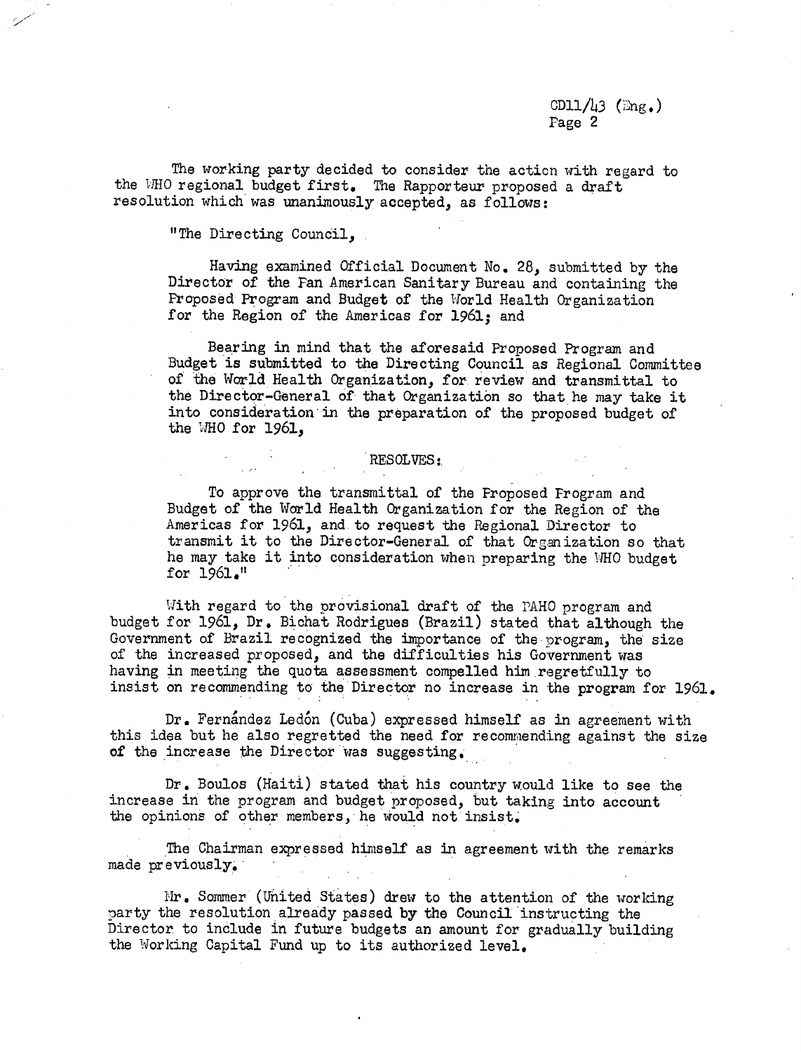The working party decided to consider the action with regard to the WHO regional budget first. The Rapporteur proposed a draft resolution which was unanimously accepted, as follows:

"The Directing Council,

Having examined Official Document No. 28, submitted by the Director of the Pan American Sanitary Bureau and containing the Proposed Program and Budget of the World Health Organization for the Region of the Americas for 1961; and

Bearing in mind that the aforesaid Proposed Program and Budget is submitted to the Directing Council as Regional Committee of the World Health Organization, for review and transmittal to the Director-General of that Organization so that he may take it into consideration in the preparation of the proposed budget of the WHO for 1961,

RESOLVES:

To approve the transmittal of the Proposed Program and Budget of the World Health Organization for the Region of the Americas for 1961, and to request the Regional Director to transmit it to the Director-General of that Organization so that he may take it into consideration when preparing the WHO budget for 1961."

With regard to the provisional draft of the PAHO program and budget for 1961, Dr. Bichat Rodrigues (Brazil) stated that although the Government of Brazil recognized the importance of the program, the size of the increased proposed, and the difficulties his Government was having in meeting the quota assessment compelled him regretfully to insist on recommending to the Director no increase in the program for 1961.

Dr. Fernández Ledón (Cuba) expressed himself as in agreement with this idea but he also regretted the need for recommending against the size of the increase the Director was suggesting.

Dr. Boulos (Haiti) stated that his country would like to see the increase in the program and budget proposed, but taking into account the opinions of other members, he would not insist.

The Chairman expressed himself as in agreement with the remarks made previously.

Mr. Sommer (United States) drew to the attention of the working party the resolution already passed by the Council instructing the Director to include in future budgets an amount for gradually building the Working Capital Fund up to its authorized level.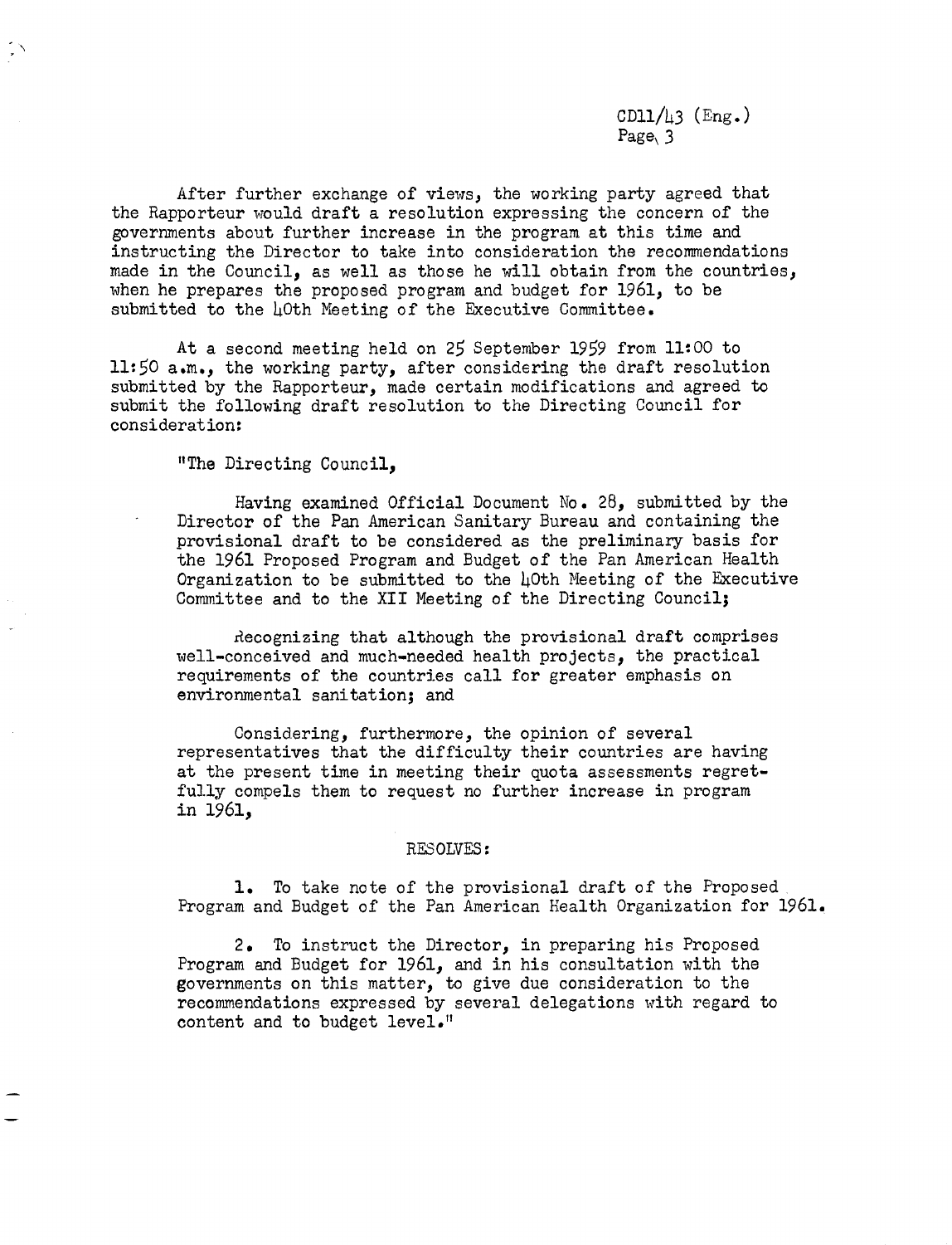After further exchange of views, the working party agreed that the Rapporteur would draft a resolution expressing the concern of the governments about further increase in the program at this time and instructing the Director to take into consideration the recommendations made in the Council, as well as those he will obtain from the countries, when he prepares the proposed program and budget for 1961, to be submitted to the 40th Meeting of the Executive Committee.

At a second meeting held on 25 September 1959 from 11:00 to 11:50 a.m., the working party, after considering the draft resolution submitted by the Rapporteur, made certain modifications and agreed to submit the following draft resolution to the Directing Council for consideration:

"The Directing Council,

Having examined Official Document No. 28, submitted by the Director of the Pan American Sanitary Bureau and containing the provisional draft to be considered as the preliminary basis for the 1961 Proposed Program and Budget of the Pan American Health Organization to be submitted to the 40th Meeting of the Executive Committee and to the XII Meeting of the Directing Council;

Recognizing that although the provisional draft comprises well-conceived and much-needed health projects, the practical requirements of the countries call for greater emphasis on environmental sanitation; and

Considering, furthermore, the opinion of several representatives that the difficulty their countries are having at the present time in meeting their quota assessments regretfully compels them to request no further increase in program in 1961,

RESOLVES:

1. To take note of the provisional draft of the Proposed Program and Budget of the Pan American Health Organization for 1961.

2. To instruct the Director, in preparing his Proposed Program and Budget for 1961, and in his consultation with the governments on this matter, to give due consideration to the recommendations expressed by several delegations with regard to content and to budget level."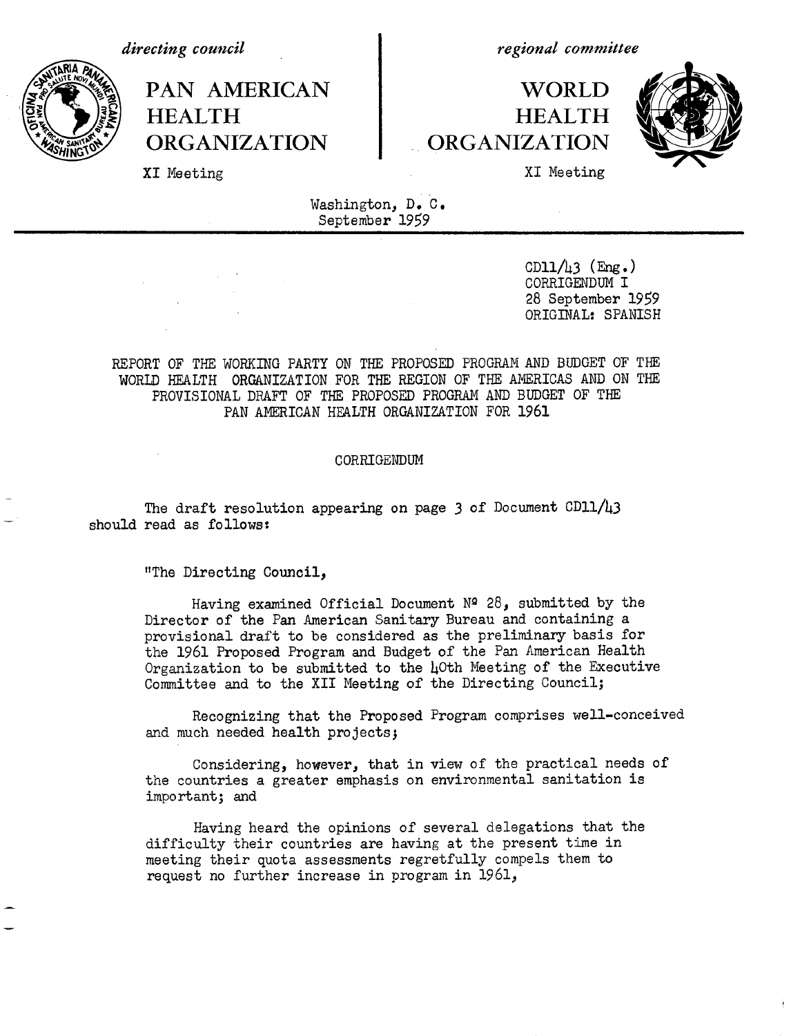*directing council*

# PAN AMERICAN HEALTH ORGANIZATION

XI Meeting

*regional committee*

# WORLD HEALTH ORGANIZATION

XI Meeting

Washington, D. C.
September 1959

CD11/43 (Eng.)
CORRIGENDUM I
28 September 1959
ORIGINAL: SPANISH

## REPORT OF THE WORKING PARTY ON THE PROPOSED PROGRAM AND BUDGET OF THE WORLD HEALTH ORGANIZATION FOR THE REGION OF THE AMERICAS AND ON THE PROVISIONAL DRAFT OF THE PROPOSED PROGRAM AND BUDGET OF THE PAN AMERICAN HEALTH ORGANIZATION FOR 1961

### CORRIGENDUM

The draft resolution appearing on page 3 of Document CD11/43 should read as follows:

"The Directing Council,

Having examined Official Document Nº 28, submitted by the Director of the Pan American Sanitary Bureau and containing a provisional draft to be considered as the preliminary basis for the 1961 Proposed Program and Budget of the Pan American Health Organization to be submitted to the 40th Meeting of the Executive Committee and to the XII Meeting of the Directing Council;

Recognizing that the Proposed Program comprises well-conceived and much needed health projects;

Considering, however, that in view of the practical needs of the countries a greater emphasis on environmental sanitation is important; and

Having heard the opinions of several delegations that the difficulty their countries are having at the present time in meeting their quota assessments regretfully compels them to request no further increase in program in 1961,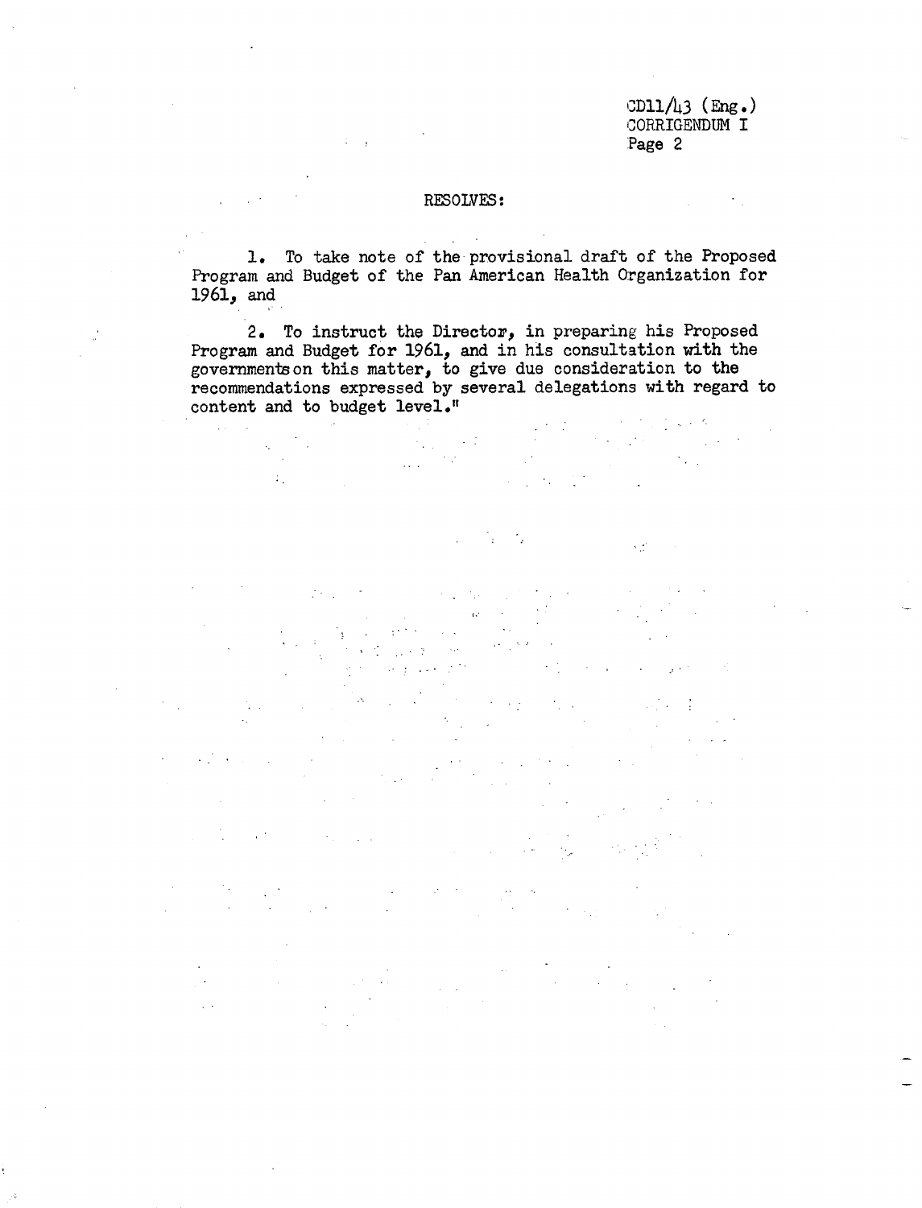RESOLVES:

1. To take note of the provisional draft of the Proposed Program and Budget of the Pan American Health Organization for 1961, and

2. To instruct the Director, in preparing his Proposed Program and Budget for 1961, and in his consultation with the governments on this matter, to give due consideration to the recommendations expressed by several delegations with regard to content and to budget level."